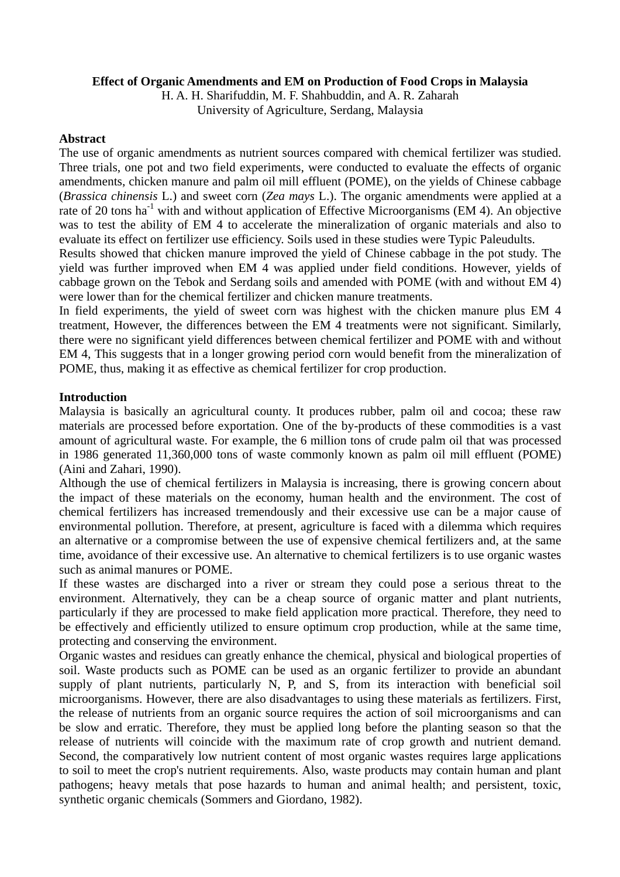# Effect of Organic Amendments and EM on Production of Food Crops in Malaysia

H. A. H. Sharifuddin, M. F. Shahbuddin, and A. R. Zaharah
University of Agriculture, Serdang, Malaysia

## Abstract

The use of organic amendments as nutrient sources compared with chemical fertilizer was studied. Three trials, one pot and two field experiments, were conducted to evaluate the effects of organic amendments, chicken manure and palm oil mill effluent (POME), on the yields of Chinese cabbage (*Brassica chinensis* L.) and sweet corn (*Zea mays* L.). The organic amendments were applied at a rate of 20 tons $ha^{-1}$ with and without application of Effective Microorganisms (EM 4). An objective was to test the ability of EM 4 to accelerate the mineralization of organic materials and also to evaluate its effect on fertilizer use efficiency. Soils used in these studies were Typic Paleudults.

Results showed that chicken manure improved the yield of Chinese cabbage in the pot study. The yield was further improved when EM 4 was applied under field conditions. However, yields of cabbage grown on the Tebok and Serdang soils and amended with POME (with and without EM 4) were lower than for the chemical fertilizer and chicken manure treatments.

In field experiments, the yield of sweet corn was highest with the chicken manure plus EM 4 treatment, However, the differences between the EM 4 treatments were not significant. Similarly, there were no significant yield differences between chemical fertilizer and POME with and without EM 4, This suggests that in a longer growing period corn would benefit from the mineralization of POME, thus, making it as effective as chemical fertilizer for crop production.

## Introduction

Malaysia is basically an agricultural county. It produces rubber, palm oil and cocoa; these raw materials are processed before exportation. One of the by-products of these commodities is a vast amount of agricultural waste. For example, the 6 million tons of crude palm oil that was processed in 1986 generated 11,360,000 tons of waste commonly known as palm oil mill effluent (POME) (Aini and Zahari, 1990).

Although the use of chemical fertilizers in Malaysia is increasing, there is growing concern about the impact of these materials on the economy, human health and the environment. The cost of chemical fertilizers has increased tremendously and their excessive use can be a major cause of environmental pollution. Therefore, at present, agriculture is faced with a dilemma which requires an alternative or a compromise between the use of expensive chemical fertilizers and, at the same time, avoidance of their excessive use. An alternative to chemical fertilizers is to use organic wastes such as animal manures or POME.

If these wastes are discharged into a river or stream they could pose a serious threat to the environment. Alternatively, they can be a cheap source of organic matter and plant nutrients, particularly if they are processed to make field application more practical. Therefore, they need to be effectively and efficiently utilized to ensure optimum crop production, while at the same time, protecting and conserving the environment.

Organic wastes and residues can greatly enhance the chemical, physical and biological properties of soil. Waste products such as POME can be used as an organic fertilizer to provide an abundant supply of plant nutrients, particularly N, P, and S, from its interaction with beneficial soil microorganisms. However, there are also disadvantages to using these materials as fertilizers. First, the release of nutrients from an organic source requires the action of soil microorganisms and can be slow and erratic. Therefore, they must be applied long before the planting season so that the release of nutrients will coincide with the maximum rate of crop growth and nutrient demand. Second, the comparatively low nutrient content of most organic wastes requires large applications to soil to meet the crop's nutrient requirements. Also, waste products may contain human and plant pathogens; heavy metals that pose hazards to human and animal health; and persistent, toxic, synthetic organic chemicals (Sommers and Giordano, 1982).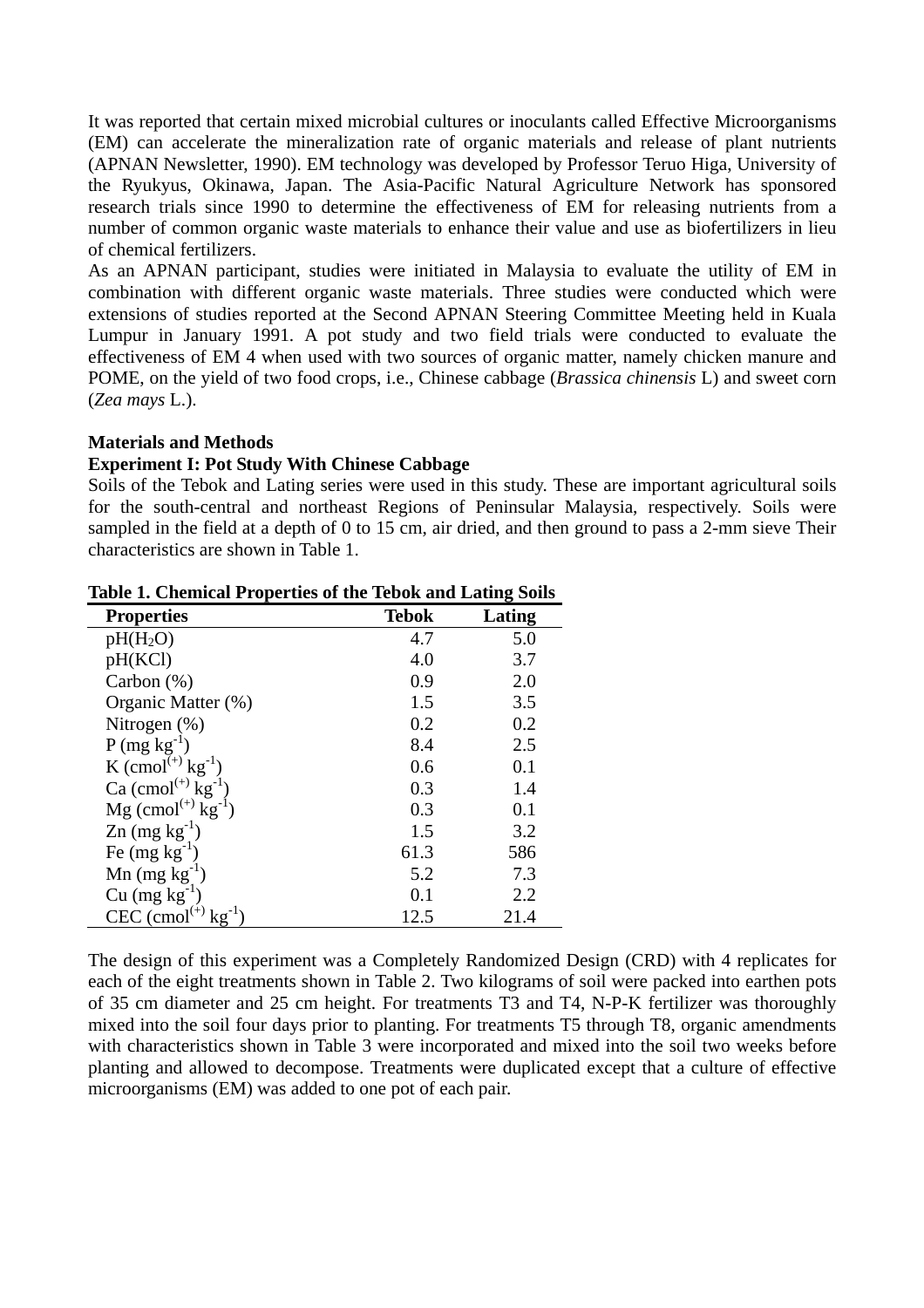It was reported that certain mixed microbial cultures or inoculants called Effective Microorganisms (EM) can accelerate the mineralization rate of organic materials and release of plant nutrients (APNAN Newsletter, 1990). EM technology was developed by Professor Teruo Higa, University of the Ryukyus, Okinawa, Japan. The Asia-Pacific Natural Agriculture Network has sponsored research trials since 1990 to determine the effectiveness of EM for releasing nutrients from a number of common organic waste materials to enhance their value and use as biofertilizers in lieu of chemical fertilizers.

As an APNAN participant, studies were initiated in Malaysia to evaluate the utility of EM in combination with different organic waste materials. Three studies were conducted which were extensions of studies reported at the Second APNAN Steering Committee Meeting held in Kuala Lumpur in January 1991. A pot study and two field trials were conducted to evaluate the effectiveness of EM 4 when used with two sources of organic matter, namely chicken manure and POME, on the yield of two food crops, i.e., Chinese cabbage (*Brassica chinensis* L) and sweet corn (*Zea mays* L.).

**Materials and Methods**

**Experiment I: Pot Study With Chinese Cabbage**

Soils of the Tebok and Lating series were used in this study. These are important agricultural soils for the south-central and northeast Regions of Peninsular Malaysia, respectively. Soils were sampled in the field at a depth of 0 to 15 cm, air dried, and then ground to pass a 2-mm sieve Their characteristics are shown in Table 1.

**Table 1. Chemical Properties of the Tebok and Lating Soils**

| Properties | Tebok | Lating |
|---|---|---|
| pH($H_2O$) | 4.7 | 5.0 |
| pH(KCl) | 4.0 | 3.7 |
| Carbon (%) | 0.9 | 2.0 |
| Organic Matter (%) | 1.5 | 3.5 |
| Nitrogen (%) | 0.2 | 0.2 |
| P (mg $kg^{-1}$) | 8.4 | 2.5 |
| K ($cmol^{(+)}$ $kg^{-1}$) | 0.6 | 0.1 |
| Ca ($cmol^{(+)}$ $kg^{-1}$) | 0.3 | 1.4 |
| Mg ($cmol^{(+)}$ $kg^{-1}$) | 0.3 | 0.1 |
| Zn (mg $kg^{-1}$) | 1.5 | 3.2 |
| Fe (mg $kg^{-1}$) | 61.3 | 586 |
| Mn (mg $kg^{-1}$) | 5.2 | 7.3 |
| Cu (mg $kg^{-1}$) | 0.1 | 2.2 |
| CEC ($cmol^{(+)}$ $kg^{-1}$) | 12.5 | 21.4 |

The design of this experiment was a Completely Randomized Design (CRD) with 4 replicates for each of the eight treatments shown in Table 2. Two kilograms of soil were packed into earthen pots of 35 cm diameter and 25 cm height. For treatments T3 and T4, N-P-K fertilizer was thoroughly mixed into the soil four days prior to planting. For treatments T5 through T8, organic amendments with characteristics shown in Table 3 were incorporated and mixed into the soil two weeks before planting and allowed to decompose. Treatments were duplicated except that a culture of effective microorganisms (EM) was added to one pot of each pair.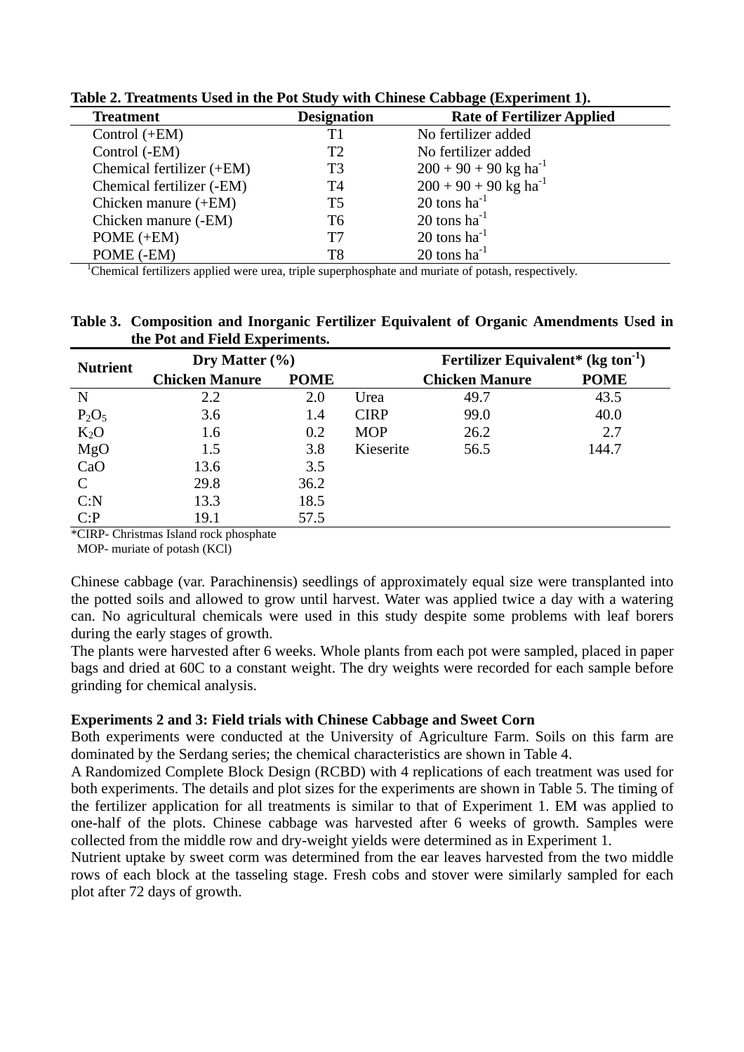**Table 2. Treatments Used in the Pot Study with Chinese Cabbage (Experiment 1).**

| Treatment | Designation | Rate of Fertilizer Applied |
|---|---|---|
| Control (+EM) | T1 | No fertilizer added |
| Control (-EM) | T2 | No fertilizer added |
| Chemical fertilizer (+EM) | T3 | 200 + 90 + 90 kg $ha^{-1}$ |
| Chemical fertilizer (-EM) | T4 | 200 + 90 + 90 kg $ha^{-1}$ |
| Chicken manure (+EM) | T5 | 20 tons $ha^{-1}$ |
| Chicken manure (-EM) | T6 | 20 tons $ha^{-1}$ |
| POME (+EM) | T7 | 20 tons $ha^{-1}$ |
| POME (-EM) | T8 | 20 tons $ha^{-1}$ |

[1]Chemical fertilizers applied were urea, triple superphosphate and muriate of potash, respectively.

**Table 3. Composition and Inorganic Fertilizer Equivalent of Organic Amendments Used in the Pot and Field Experiments.**

| Nutrient | Dry Matter (%) | | | Fertilizer Equivalent* (kg $ton^{-1}$) | |
|---|---|---|---|---|---|
| | Chicken Manure | POME | | Chicken Manure | POME |
| N | 2.2 | 2.0 | Urea | 49.7 | 43.5 |
| $P_2O_5$ | 3.6 | 1.4 | CIRP | 99.0 | 40.0 |
| $K_2O$ | 1.6 | 0.2 | MOP | 26.2 | 2.7 |
| MgO | 1.5 | 3.8 | Kieserite | 56.5 | 144.7 |
| CaO | 13.6 | 3.5 | | | |
| C | 29.8 | 36.2 | | | |
| C:N | 13.3 | 18.5 | | | |
| C:P | 19.1 | 57.5 | | | |

*CIRP- Christmas Island rock phosphate
MOP- muriate of potash (KCl)

Chinese cabbage (var. Parachinensis) seedlings of approximately equal size were transplanted into the potted soils and allowed to grow until harvest. Water was applied twice a day with a watering can. No agricultural chemicals were used in this study despite some problems with leaf borers during the early stages of growth.

The plants were harvested after 6 weeks. Whole plants from each pot were sampled, placed in paper bags and dried at 60C to a constant weight. The dry weights were recorded for each sample before grinding for chemical analysis.

**Experiments 2 and 3: Field trials with Chinese Cabbage and Sweet Corn**

Both experiments were conducted at the University of Agriculture Farm. Soils on this farm are dominated by the Serdang series; the chemical characteristics are shown in Table 4.

A Randomized Complete Block Design (RCBD) with 4 replications of each treatment was used for both experiments. The details and plot sizes for the experiments are shown in Table 5. The timing of the fertilizer application for all treatments is similar to that of Experiment 1. EM was applied to one-half of the plots. Chinese cabbage was harvested after 6 weeks of growth. Samples were collected from the middle row and dry-weight yields were determined as in Experiment 1.

Nutrient uptake by sweet corm was determined from the ear leaves harvested from the two middle rows of each block at the tasseling stage. Fresh cobs and stover were similarly sampled for each plot after 72 days of growth.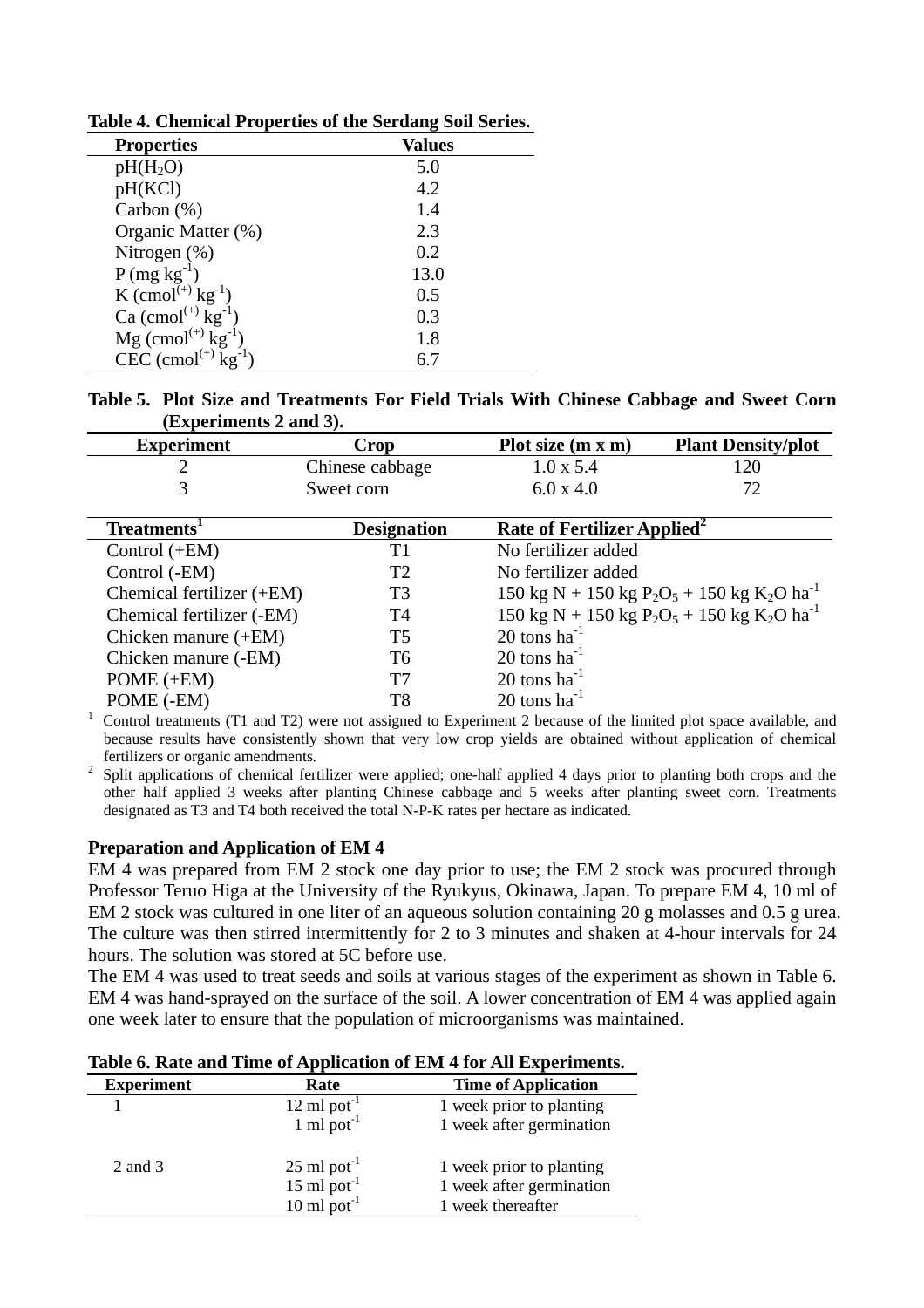**Table 4. Chemical Properties of the Serdang Soil Series.**

| Properties | Values |
|---|---|
| pH($H_2O$) | 5.0 |
| pH(KCl) | 4.2 |
| Carbon (%) | 1.4 |
| Organic Matter (%) | 2.3 |
| Nitrogen (%) | 0.2 |
| P (mg $kg^{-1}$) | 13.0 |
| K ($cmol^{(+)}$ $kg^{-1}$) | 0.5 |
| Ca ($cmol^{(+)}$ $kg^{-1}$) | 0.3 |
| Mg ($cmol^{(+)}$ $kg^{-1}$) | 1.8 |
| CEC ($cmol^{(+)}$ $kg^{-1}$) | 6.7 |

**Table 5. Plot Size and Treatments For Field Trials With Chinese Cabbage and Sweet Corn (Experiments 2 and 3).**

| Experiment | Crop | Plot size (m x m) | Plant Density/plot |
|---|---|---|---|
| 2 | Chinese cabbage | 1.0 x 5.4 | 120 |
| 3 | Sweet corn | 6.0 x 4.0 | 72 |

| Treatments[1] | Designation | Rate of Fertilizer Applied[2] |
|---|---|---|
| Control (+EM) | T1 | No fertilizer added |
| Control (-EM) | T2 | No fertilizer added |
| Chemical fertilizer (+EM) | T3 | 150 kg N + 150 kg $P_2O_5$ + 150 kg $K_2O$ $ha^{-1}$ |
| Chemical fertilizer (-EM) | T4 | 150 kg N + 150 kg $P_2O_5$ + 150 kg $K_2O$ $ha^{-1}$ |
| Chicken manure (+EM) | T5 | 20 tons $ha^{-1}$ |
| Chicken manure (-EM) | T6 | 20 tons $ha^{-1}$ |
| POME (+EM) | T7 | 20 tons $ha^{-1}$ |
| POME (-EM) | T8 | 20 tons $ha^{-1}$ |

[1] Control treatments (T1 and T2) were not assigned to Experiment 2 because of the limited plot space available, and because results have consistently shown that very low crop yields are obtained without application of chemical fertilizers or organic amendments.

[2] Split applications of chemical fertilizer were applied; one-half applied 4 days prior to planting both crops and the other half applied 3 weeks after planting Chinese cabbage and 5 weeks after planting sweet corn. Treatments designated as T3 and T4 both received the total N-P-K rates per hectare as indicated.

### Preparation and Application of EM 4

EM 4 was prepared from EM 2 stock one day prior to use; the EM 2 stock was procured through Professor Teruo Higa at the University of the Ryukyus, Okinawa, Japan. To prepare EM 4, 10 ml of EM 2 stock was cultured in one liter of an aqueous solution containing 20 g molasses and 0.5 g urea. The culture was then stirred intermittently for 2 to 3 minutes and shaken at 4-hour intervals for 24 hours. The solution was stored at 5C before use.

The EM 4 was used to treat seeds and soils at various stages of the experiment as shown in Table 6. EM 4 was hand-sprayed on the surface of the soil. A lower concentration of EM 4 was applied again one week later to ensure that the population of microorganisms was maintained.

**Table 6. Rate and Time of Application of EM 4 for All Experiments.**

| Experiment | Rate | Time of Application |
|---|---|---|
| 1 | 12 ml $pot^{-1}$ | 1 week prior to planting |
| | 1 ml $pot^{-1}$ | 1 week after germination |
| 2 and 3 | 25 ml $pot^{-1}$ | 1 week prior to planting |
| | 15 ml $pot^{-1}$ | 1 week after germination |
| | 10 ml $pot^{-1}$ | 1 week thereafter |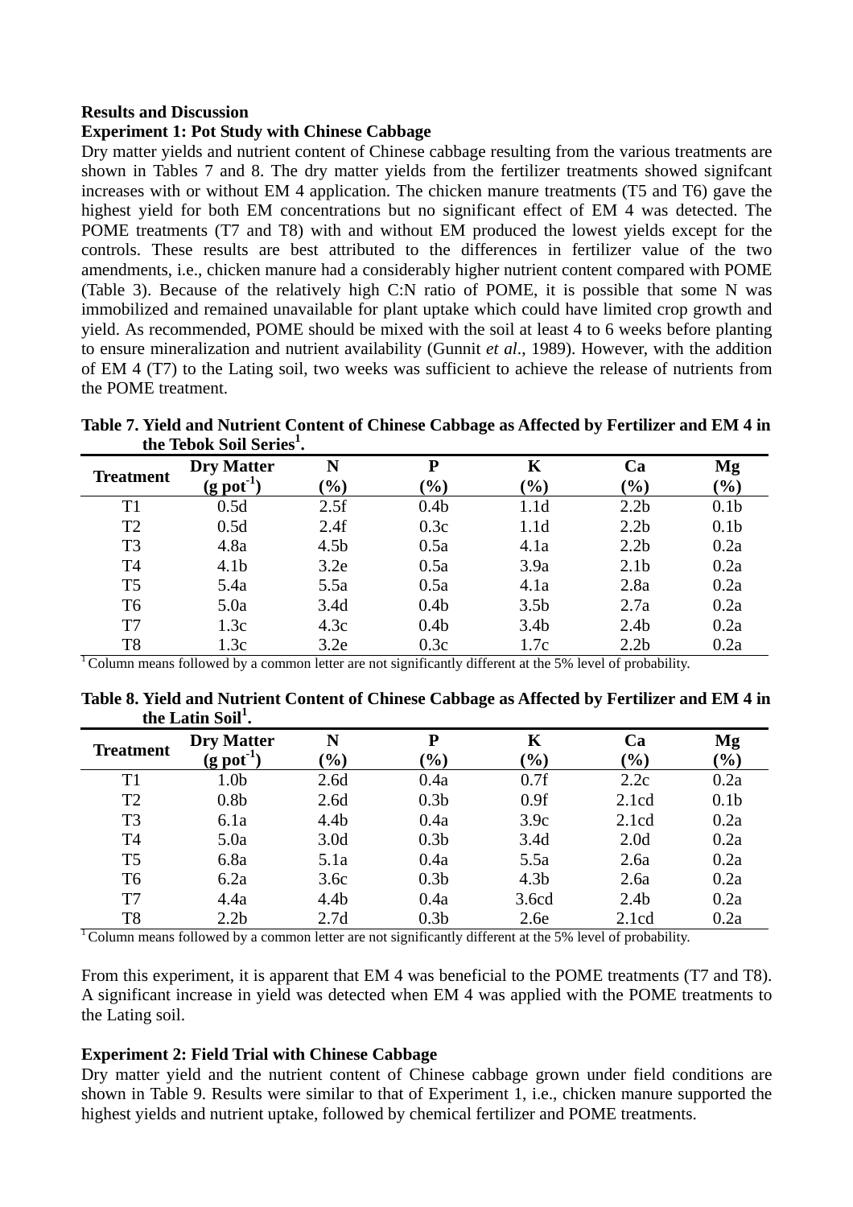## Results and Discussion

### Experiment 1: Pot Study with Chinese Cabbage

Dry matter yields and nutrient content of Chinese cabbage resulting from the various treatments are shown in Tables 7 and 8. The dry matter yields from the fertilizer treatments showed signifcant increases with or without EM 4 application. The chicken manure treatments (T5 and T6) gave the highest yield for both EM concentrations but no significant effect of EM 4 was detected. The POME treatments (T7 and T8) with and without EM produced the lowest yields except for the controls. These results are best attributed to the differences in fertilizer value of the two amendments, i.e., chicken manure had a considerably higher nutrient content compared with POME (Table 3). Because of the relatively high C:N ratio of POME, it is possible that some N was immobilized and remained unavailable for plant uptake which could have limited crop growth and yield. As recommended, POME should be mixed with the soil at least 4 to 6 weeks before planting to ensure mineralization and nutrient availability (Gunnit *et al*., 1989). However, with the addition of EM 4 (T7) to the Lating soil, two weeks was sufficient to achieve the release of nutrients from the POME treatment.

**Table 7. Yield and Nutrient Content of Chinese Cabbage as Affected by Fertilizer and EM 4 in the Tebok Soil Series[1].**

| Treatment | Dry Matter ($g\ pot^{-1}$) | N (%) | P (%) | K (%) | Ca (%) | Mg (%) |
|---|---|---|---|---|---|---|
| T1 | 0.5d | 2.5f | 0.4b | 1.1d | 2.2b | 0.1b |
| T2 | 0.5d | 2.4f | 0.3c | 1.1d | 2.2b | 0.1b |
| T3 | 4.8a | 4.5b | 0.5a | 4.1a | 2.2b | 0.2a |
| T4 | 4.1b | 3.2e | 0.5a | 3.9a | 2.1b | 0.2a |
| T5 | 5.4a | 5.5a | 0.5a | 4.1a | 2.8a | 0.2a |
| T6 | 5.0a | 3.4d | 0.4b | 3.5b | 2.7a | 0.2a |
| T7 | 1.3c | 4.3c | 0.4b | 3.4b | 2.4b | 0.2a |
| T8 | 1.3c | 3.2e | 0.3c | 1.7c | 2.2b | 0.2a |

[1] Column means followed by a common letter are not significantly different at the 5% level of probability.

**Table 8. Yield and Nutrient Content of Chinese Cabbage as Affected by Fertilizer and EM 4 in the Latin Soil[1].**

| Treatment | Dry Matter ($g\ pot^{-1}$) | N (%) | P (%) | K (%) | Ca (%) | Mg (%) |
|---|---|---|---|---|---|---|
| T1 | 1.0b | 2.6d | 0.4a | 0.7f | 2.2c | 0.2a |
| T2 | 0.8b | 2.6d | 0.3b | 0.9f | 2.1cd | 0.1b |
| T3 | 6.1a | 4.4b | 0.4a | 3.9c | 2.1cd | 0.2a |
| T4 | 5.0a | 3.0d | 0.3b | 3.4d | 2.0d | 0.2a |
| T5 | 6.8a | 5.1a | 0.4a | 5.5a | 2.6a | 0.2a |
| T6 | 6.2a | 3.6c | 0.3b | 4.3b | 2.6a | 0.2a |
| T7 | 4.4a | 4.4b | 0.4a | 3.6cd | 2.4b | 0.2a |
| T8 | 2.2b | 2.7d | 0.3b | 2.6e | 2.1cd | 0.2a |

[1] Column means followed by a common letter are not significantly different at the 5% level of probability.

From this experiment, it is apparent that EM 4 was beneficial to the POME treatments (T7 and T8). A significant increase in yield was detected when EM 4 was applied with the POME treatments to the Lating soil.

### Experiment 2: Field Trial with Chinese Cabbage

Dry matter yield and the nutrient content of Chinese cabbage grown under field conditions are shown in Table 9. Results were similar to that of Experiment 1, i.e., chicken manure supported the highest yields and nutrient uptake, followed by chemical fertilizer and POME treatments.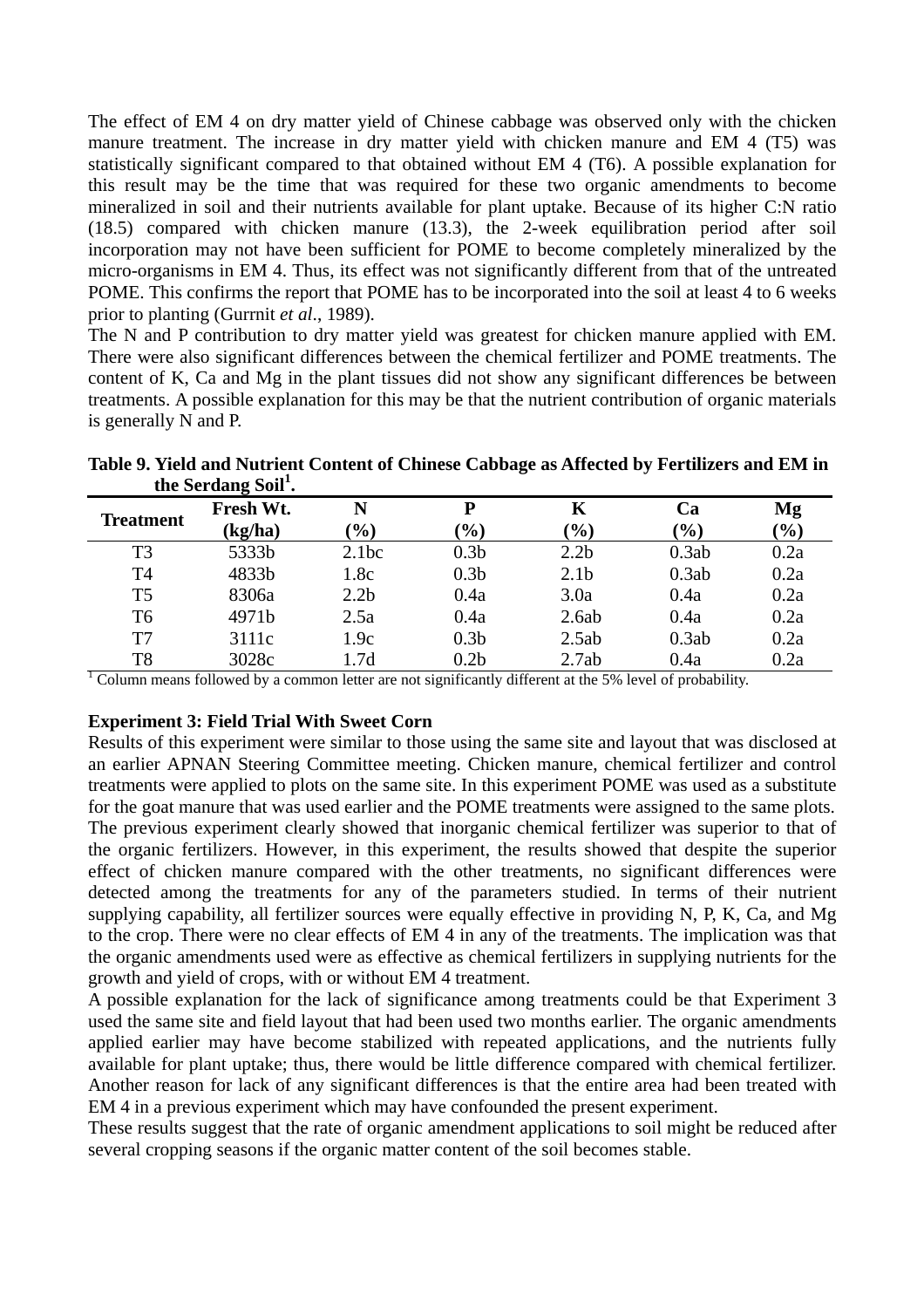The effect of EM 4 on dry matter yield of Chinese cabbage was observed only with the chicken manure treatment. The increase in dry matter yield with chicken manure and EM 4 (T5) was statistically significant compared to that obtained without EM 4 (T6). A possible explanation for this result may be the time that was required for these two organic amendments to become mineralized in soil and their nutrients available for plant uptake. Because of its higher C:N ratio (18.5) compared with chicken manure (13.3), the 2-week equilibration period after soil incorporation may not have been sufficient for POME to become completely mineralized by the micro-organisms in EM 4. Thus, its effect was not significantly different from that of the untreated POME. This confirms the report that POME has to be incorporated into the soil at least 4 to 6 weeks prior to planting (Gurrnit *et al*., 1989).

The N and P contribution to dry matter yield was greatest for chicken manure applied with EM. There were also significant differences between the chemical fertilizer and POME treatments. The content of K, Ca and Mg in the plant tissues did not show any significant differences be between treatments. A possible explanation for this may be that the nutrient contribution of organic materials is generally N and P.

**Table 9. Yield and Nutrient Content of Chinese Cabbage as Affected by Fertilizers and EM in the Serdang Soil[1].**

| Treatment | Fresh Wt. (kg/ha) | N (%) | P (%) | K (%) | Ca (%) | Mg (%) |
|---|---|---|---|---|---|---|
| T3 | 5333b | 2.1bc | 0.3b | 2.2b | 0.3ab | 0.2a |
| T4 | 4833b | 1.8c | 0.3b | 2.1b | 0.3ab | 0.2a |
| T5 | 8306a | 2.2b | 0.4a | 3.0a | 0.4a | 0.2a |
| T6 | 4971b | 2.5a | 0.4a | 2.6ab | 0.4a | 0.2a |
| T7 | 3111c | 1.9c | 0.3b | 2.5ab | 0.3ab | 0.2a |
| T8 | 3028c | 1.7d | 0.2b | 2.7ab | 0.4a | 0.2a |

[1] Column means followed by a common letter are not significantly different at the 5% level of probability.

**Experiment 3: Field Trial With Sweet Corn**

Results of this experiment were similar to those using the same site and layout that was disclosed at an earlier APNAN Steering Committee meeting. Chicken manure, chemical fertilizer and control treatments were applied to plots on the same site. In this experiment POME was used as a substitute for the goat manure that was used earlier and the POME treatments were assigned to the same plots. The previous experiment clearly showed that inorganic chemical fertilizer was superior to that of the organic fertilizers. However, in this experiment, the results showed that despite the superior effect of chicken manure compared with the other treatments, no significant differences were detected among the treatments for any of the parameters studied. In terms of their nutrient supplying capability, all fertilizer sources were equally effective in providing N, P, K, Ca, and Mg to the crop. There were no clear effects of EM 4 in any of the treatments. The implication was that the organic amendments used were as effective as chemical fertilizers in supplying nutrients for the growth and yield of crops, with or without EM 4 treatment.

A possible explanation for the lack of significance among treatments could be that Experiment 3 used the same site and field layout that had been used two months earlier. The organic amendments applied earlier may have become stabilized with repeated applications, and the nutrients fully available for plant uptake; thus, there would be little difference compared with chemical fertilizer. Another reason for lack of any significant differences is that the entire area had been treated with EM 4 in a previous experiment which may have confounded the present experiment.

These results suggest that the rate of organic amendment applications to soil might be reduced after several cropping seasons if the organic matter content of the soil becomes stable.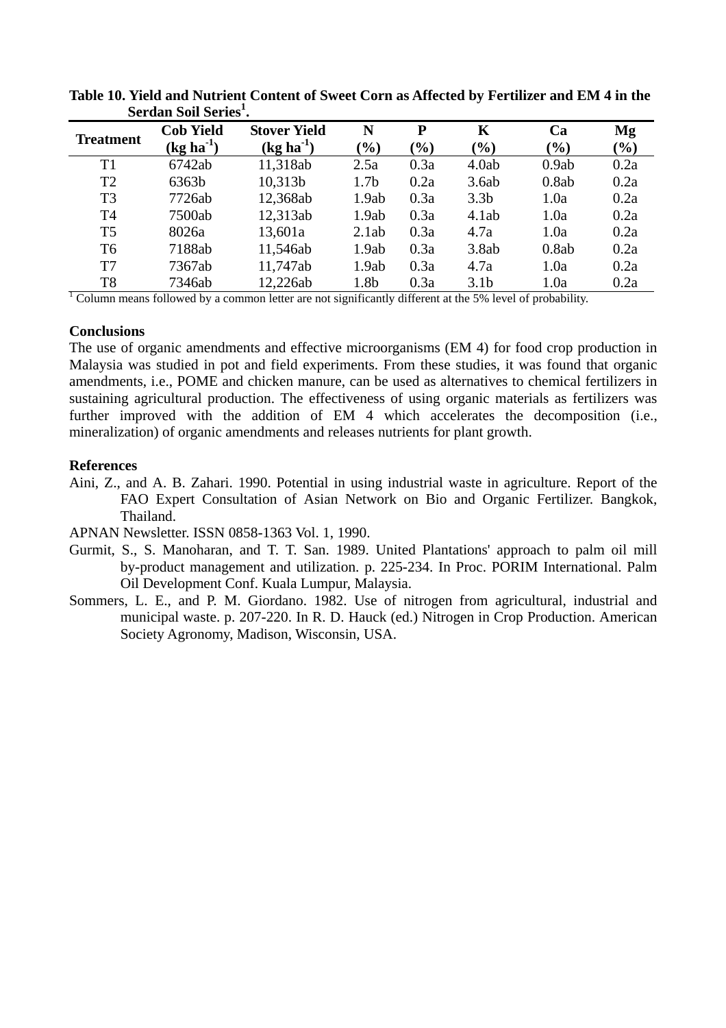**Table 10. Yield and Nutrient Content of Sweet Corn as Affected by Fertilizer and EM 4 in the Serdan Soil Series[1].**

| Treatment | Cob Yield ($kg\ ha^{-1}$) | Stover Yield ($kg\ ha^{-1}$) | N (%) | P (%) | K (%) | Ca (%) | Mg (%) |
|---|---|---|---|---|---|---|---|
| T1 | 6742ab | 11,318ab | 2.5a | 0.3a | 4.0ab | 0.9ab | 0.2a |
| T2 | 6363b | 10,313b | 1.7b | 0.2a | 3.6ab | 0.8ab | 0.2a |
| T3 | 7726ab | 12,368ab | 1.9ab | 0.3a | 3.3b | 1.0a | 0.2a |
| T4 | 7500ab | 12,313ab | 1.9ab | 0.3a | 4.1ab | 1.0a | 0.2a |
| T5 | 8026a | 13,601a | 2.1ab | 0.3a | 4.7a | 1.0a | 0.2a |
| T6 | 7188ab | 11,546ab | 1.9ab | 0.3a | 3.8ab | 0.8ab | 0.2a |
| T7 | 7367ab | 11,747ab | 1.9ab | 0.3a | 4.7a | 1.0a | 0.2a |
| T8 | 7346ab | 12,226ab | 1.8b | 0.3a | 3.1b | 1.0a | 0.2a |

[1] Column means followed by a common letter are not significantly different at the 5% level of probability.

**Conclusions**

The use of organic amendments and effective microorganisms (EM 4) for food crop production in Malaysia was studied in pot and field experiments. From these studies, it was found that organic amendments, i.e., POME and chicken manure, can be used as alternatives to chemical fertilizers in sustaining agricultural production. The effectiveness of using organic materials as fertilizers was further improved with the addition of EM 4 which accelerates the decomposition (i.e., mineralization) of organic amendments and releases nutrients for plant growth.

**References**

Aini, Z., and A. B. Zahari. 1990. Potential in using industrial waste in agriculture. Report of the FAO Expert Consultation of Asian Network on Bio and Organic Fertilizer. Bangkok, Thailand.

APNAN Newsletter. ISSN 0858-1363 Vol. 1, 1990.

Gurmit, S., S. Manoharan, and T. T. San. 1989. United Plantations' approach to palm oil mill by-product management and utilization. p. 225-234. In Proc. PORIM International. Palm Oil Development Conf. Kuala Lumpur, Malaysia.

Sommers, L. E., and P. M. Giordano. 1982. Use of nitrogen from agricultural, industrial and municipal waste. p. 207-220. In R. D. Hauck (ed.) Nitrogen in Crop Production. American Society Agronomy, Madison, Wisconsin, USA.